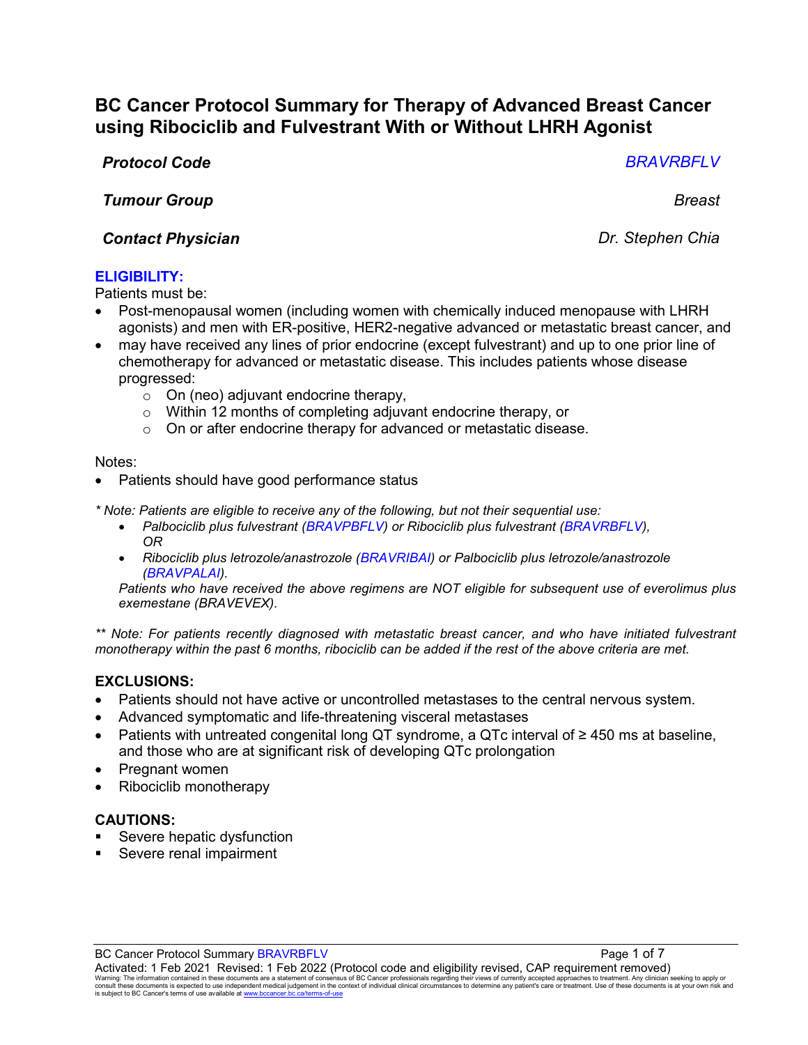# BC Cancer Protocol Summary for Therapy of Advanced Breast Cancer using Ribociclib and Fulvestrant With or Without LHRH Agonist

| | |
|---|---|
| ***Protocol Code*** | *BRAVRBFLV* |
| ***Tumour Group*** | *Breast* |
| ***Contact Physician*** | *Dr. Stephen Chia* |

## ELIGIBILITY:

Patients must be:

- Post-menopausal women (including women with chemically induced menopause with LHRH agonists) and men with ER-positive, HER2-negative advanced or metastatic breast cancer, and
- may have received any lines of prior endocrine (except fulvestrant) and up to one prior line of chemotherapy for advanced or metastatic disease. This includes patients whose disease progressed:
  - On (neo) adjuvant endocrine therapy,
  - Within 12 months of completing adjuvant endocrine therapy, or
  - On or after endocrine therapy for advanced or metastatic disease.

Notes:

- Patients should have good performance status

*\* Note: Patients are eligible to receive any of the following, but not their sequential use:*

- *Palbociclib plus fulvestrant (BRAVPBFLV) or Ribociclib plus fulvestrant (BRAVRBFLV), OR*
- *Ribociclib plus letrozole/anastrozole (BRAVRIBAI) or Palbociclib plus letrozole/anastrozole (BRAVPALAI).*

*Patients who have received the above regimens are NOT eligible for subsequent use of everolimus plus exemestane (BRAVEVEX).*

*\*\* Note: For patients recently diagnosed with metastatic breast cancer, and who have initiated fulvestrant monotherapy within the past 6 months, ribociclib can be added if the rest of the above criteria are met.*

## EXCLUSIONS:

- Patients should not have active or uncontrolled metastases to the central nervous system.
- Advanced symptomatic and life-threatening visceral metastases
- Patients with untreated congenital long QT syndrome, a QTc interval of ≥ 450 ms at baseline, and those who are at significant risk of developing QTc prolongation
- Pregnant women
- Ribociclib monotherapy

## CAUTIONS:

- Severe hepatic dysfunction
- Severe renal impairment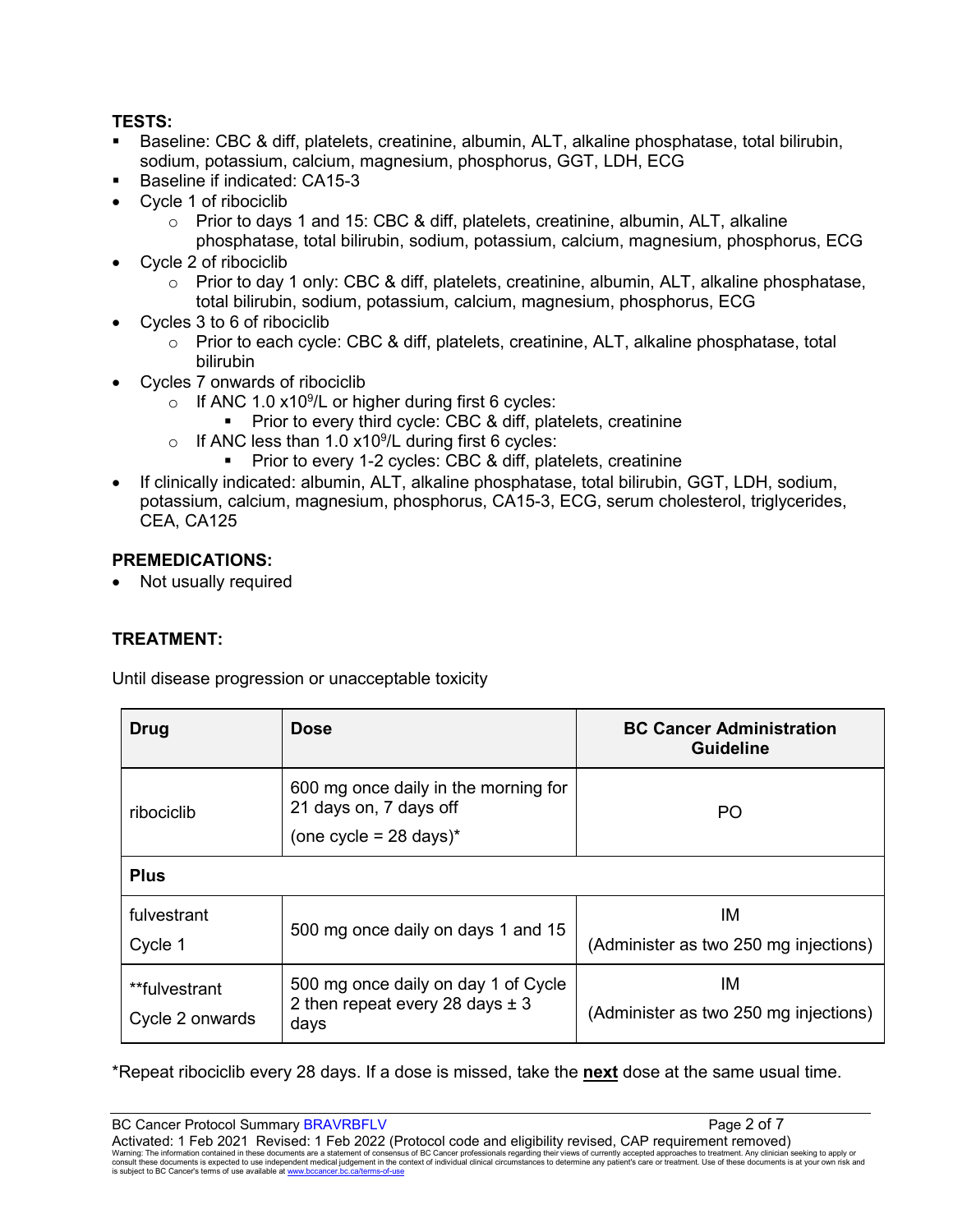**TESTS:**

- Baseline: CBC & diff, platelets, creatinine, albumin, ALT, alkaline phosphatase, total bilirubin, sodium, potassium, calcium, magnesium, phosphorus, GGT, LDH, ECG
- Baseline if indicated: CA15-3
- Cycle 1 of ribociclib
  - Prior to days 1 and 15: CBC & diff, platelets, creatinine, albumin, ALT, alkaline phosphatase, total bilirubin, sodium, potassium, calcium, magnesium, phosphorus, ECG
- Cycle 2 of ribociclib
  - Prior to day 1 only: CBC & diff, platelets, creatinine, albumin, ALT, alkaline phosphatase, total bilirubin, sodium, potassium, calcium, magnesium, phosphorus, ECG
- Cycles 3 to 6 of ribociclib
  - Prior to each cycle: CBC & diff, platelets, creatinine, ALT, alkaline phosphatase, total bilirubin
- Cycles 7 onwards of ribociclib
  - If ANC 1.0 $x10^9$/L or higher during first 6 cycles:
    - Prior to every third cycle: CBC & diff, platelets, creatinine
  - If ANC less than 1.0 $x10^9$/L during first 6 cycles:
    - Prior to every 1-2 cycles: CBC & diff, platelets, creatinine
- If clinically indicated: albumin, ALT, alkaline phosphatase, total bilirubin, GGT, LDH, sodium, potassium, calcium, magnesium, phosphorus, CA15-3, ECG, serum cholesterol, triglycerides, CEA, CA125

**PREMEDICATIONS:**

- Not usually required

**TREATMENT:**

Until disease progression or unacceptable toxicity

| Drug | Dose | BC Cancer Administration Guideline |
|---|---|---|
| ribociclib | 600 mg once daily in the morning for 21 days on, 7 days off (one cycle = 28 days)* | PO |
| **Plus** | | |
| fulvestrant Cycle 1 | 500 mg once daily on days 1 and 15 | IM (Administer as two 250 mg injections) |
| **fulvestrant Cycle 2 onwards | 500 mg once daily on day 1 of Cycle 2 then repeat every 28 days ± 3 days | IM (Administer as two 250 mg injections) |

*Repeat ribociclib every 28 days. If a dose is missed, take the **next** dose at the same usual time.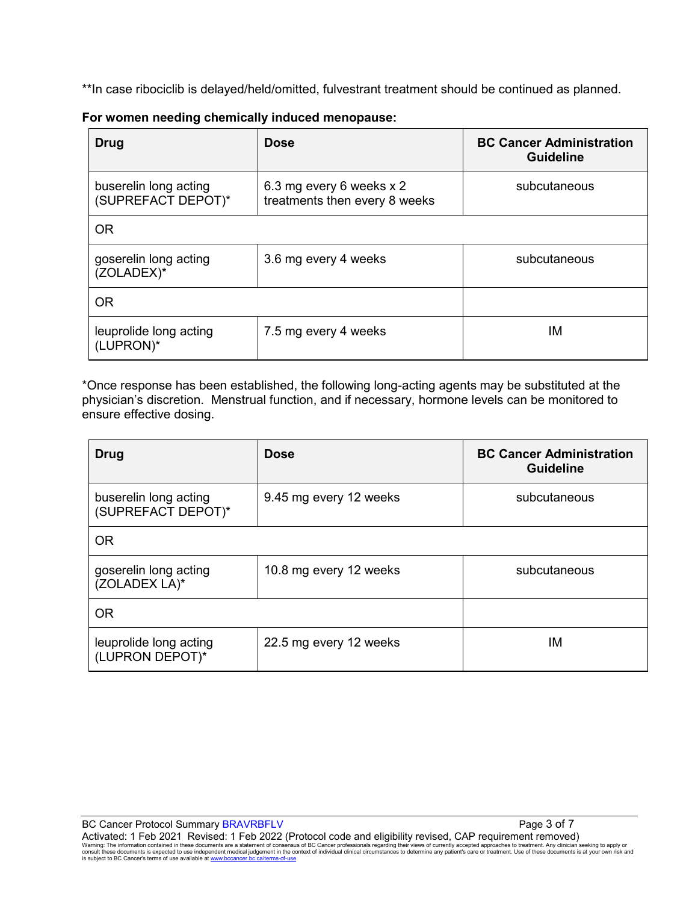**In case ribociclib is delayed/held/omitted, fulvestrant treatment should be continued as planned.

**For women needing chemically induced menopause:**

| Drug | Dose | BC Cancer Administration Guideline |
|---|---|---|
| buserelin long acting (SUPREFACT DEPOT)* | 6.3 mg every 6 weeks x 2 treatments then every 8 weeks | subcutaneous |
| OR | | |
| goserelin long acting (ZOLADEX)* | 3.6 mg every 4 weeks | subcutaneous |
| OR | | |
| leuprolide long acting (LUPRON)* | 7.5 mg every 4 weeks | IM |

*Once response has been established, the following long-acting agents may be substituted at the physician's discretion. Menstrual function, and if necessary, hormone levels can be monitored to ensure effective dosing.

| Drug | Dose | BC Cancer Administration Guideline |
|---|---|---|
| buserelin long acting (SUPREFACT DEPOT)* | 9.45 mg every 12 weeks | subcutaneous |
| OR | | |
| goserelin long acting (ZOLADEX LA)* | 10.8 mg every 12 weeks | subcutaneous |
| OR | | |
| leuprolide long acting (LUPRON DEPOT)* | 22.5 mg every 12 weeks | IM |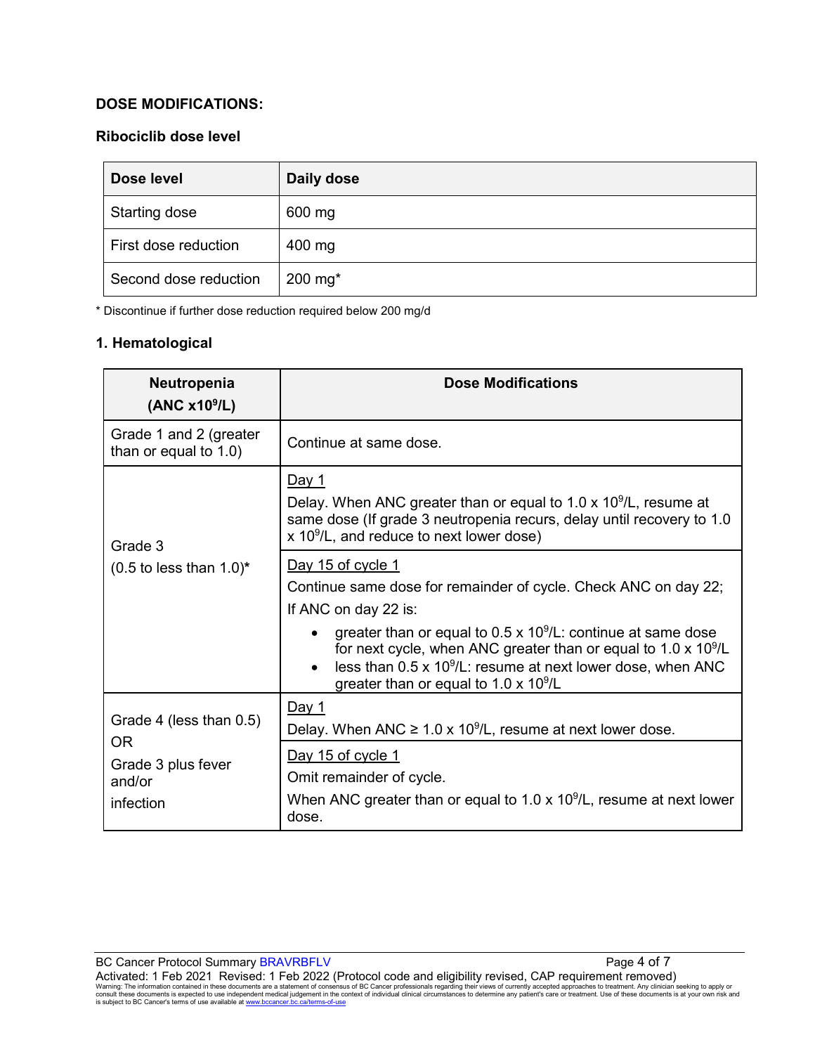**DOSE MODIFICATIONS:**

**Ribociclib dose level**

| Dose level | Daily dose |
|---|---|
| Starting dose | 600 mg |
| First dose reduction | 400 mg |
| Second dose reduction | 200 mg* |

* Discontinue if further dose reduction required below 200 mg/d

**1. Hematological**

| Neutropenia (ANC $x10^9/L$) | Dose Modifications |
|---|---|
| Grade 1 and 2 (greater than or equal to 1.0) | Continue at same dose. |
| Grade 3 (0.5 to less than 1.0)* | <u>Day 1</u><br>Delay. When ANC greater than or equal to 1.0 x $10^9/L$, resume at same dose (If grade 3 neutropenia recurs, delay until recovery to 1.0 x $10^9/L$, and reduce to next lower dose) |
| | <u>Day 15 of cycle 1</u><br>Continue same dose for remainder of cycle. Check ANC on day 22; If ANC on day 22 is:<br>• greater than or equal to 0.5 x $10^9/L$: continue at same dose for next cycle, when ANC greater than or equal to 1.0 x $10^9/L$<br>• less than 0.5 x $10^9/L$: resume at next lower dose, when ANC greater than or equal to 1.0 x $10^9/L$ |
| Grade 4 (less than 0.5) OR Grade 3 plus fever and/or infection | <u>Day 1</u><br>Delay. When ANC ≥ 1.0 x $10^9/L$, resume at next lower dose. |
| | <u>Day 15 of cycle 1</u><br>Omit remainder of cycle.<br>When ANC greater than or equal to 1.0 x $10^9/L$, resume at next lower dose. |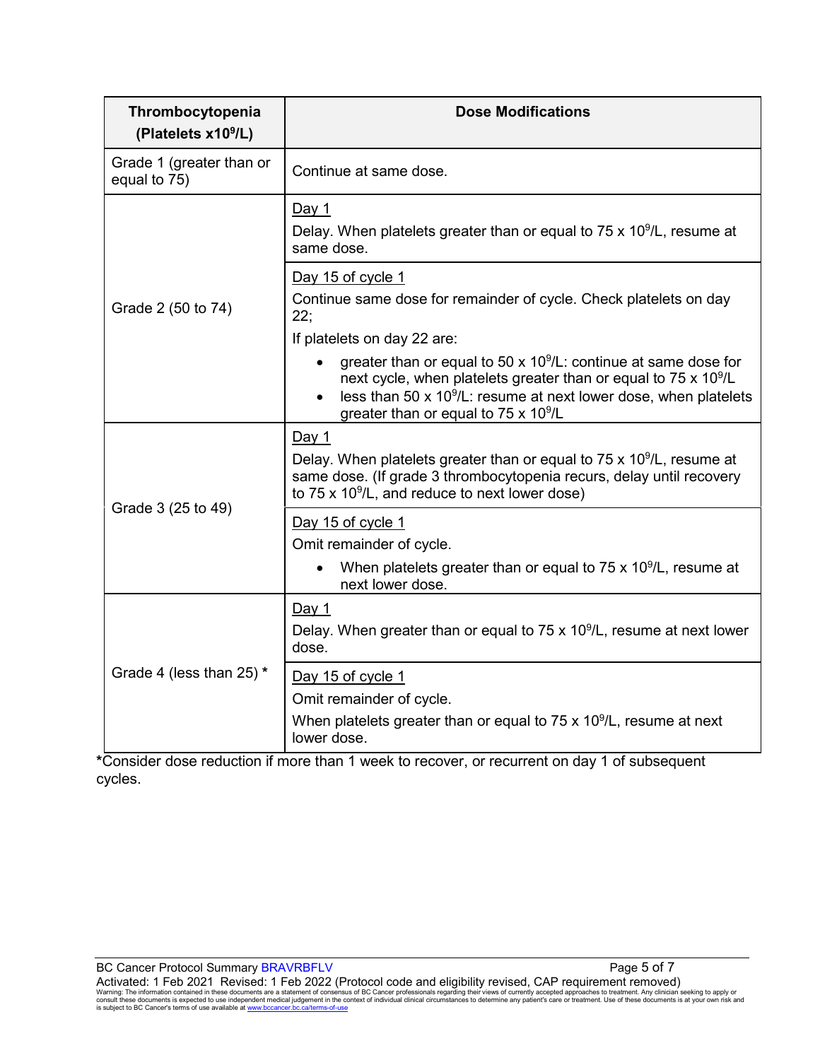| Thrombocytopenia (Platelets x$10^9$/L) | Dose Modifications |
|---|---|
| Grade 1 (greater than or equal to 75) | Continue at same dose. |
| Grade 2 (50 to 74) | <u>Day 1</u><br>Delay. When platelets greater than or equal to 75 x $10^9$/L, resume at same dose. |
| | <u>Day 15 of cycle 1</u><br>Continue same dose for remainder of cycle. Check platelets on day 22;<br>If platelets on day 22 are:<br>• greater than or equal to 50 x $10^9$/L: continue at same dose for next cycle, when platelets greater than or equal to 75 x $10^9$/L<br>• less than 50 x $10^9$/L: resume at next lower dose, when platelets greater than or equal to 75 x $10^9$/L |
| Grade 3 (25 to 49) | <u>Day 1</u><br>Delay. When platelets greater than or equal to 75 x $10^9$/L, resume at same dose. (If grade 3 thrombocytopenia recurs, delay until recovery to 75 x $10^9$/L, and reduce to next lower dose) |
| | <u>Day 15 of cycle 1</u><br>Omit remainder of cycle.<br>• When platelets greater than or equal to 75 x $10^9$/L, resume at next lower dose. |
| Grade 4 (less than 25) * | <u>Day 1</u><br>Delay. When greater than or equal to 75 x $10^9$/L, resume at next lower dose. |
| | <u>Day 15 of cycle 1</u><br>Omit remainder of cycle.<br>When platelets greater than or equal to 75 x $10^9$/L, resume at next lower dose. |

*Consider dose reduction if more than 1 week to recover, or recurrent on day 1 of subsequent cycles.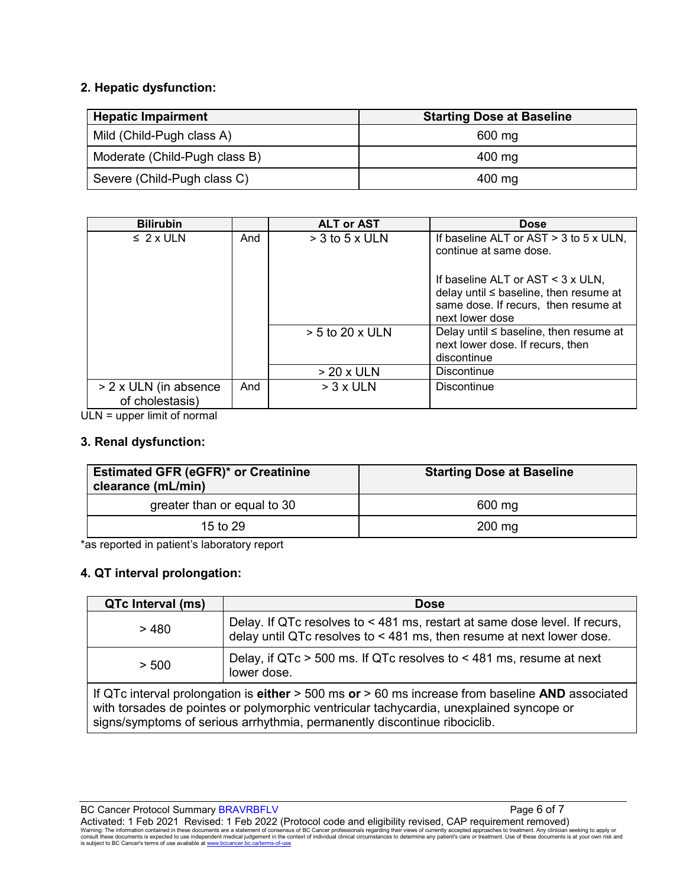**2. Hepatic dysfunction:**

| Hepatic Impairment | Starting Dose at Baseline |
|---|---|
| Mild (Child-Pugh class A) | 600 mg |
| Moderate (Child-Pugh class B) | 400 mg |
| Severe (Child-Pugh class C) | 400 mg |

| Bilirubin | | ALT or AST | Dose |
|---|---|---|---|
| ≤ 2 x ULN | And | > 3 to 5 x ULN | If baseline ALT or AST > 3 to 5 x ULN, continue at same dose.<br><br>If baseline ALT or AST < 3 x ULN, delay until ≤ baseline, then resume at same dose. If recurs, then resume at next lower dose |
| | | > 5 to 20 x ULN | Delay until ≤ baseline, then resume at next lower dose. If recurs, then discontinue |
| | | > 20 x ULN | Discontinue |
| > 2 x ULN (in absence of cholestasis) | And | > 3 x ULN | Discontinue |

ULN = upper limit of normal

**3. Renal dysfunction:**

| Estimated GFR (eGFR)* or Creatinine clearance (mL/min) | Starting Dose at Baseline |
|---|---|
| greater than or equal to 30 | 600 mg |
| 15 to 29 | 200 mg |

*as reported in patient's laboratory report

**4. QT interval prolongation:**

| QTc Interval (ms) | Dose |
|---|---|
| > 480 | Delay. If QTc resolves to < 481 ms, restart at same dose level. If recurs, delay until QTc resolves to < 481 ms, then resume at next lower dose. |
| > 500 | Delay, if QTc > 500 ms. If QTc resolves to < 481 ms, resume at next lower dose. |
| If QTc interval prolongation is **either** > 500 ms **or** > 60 ms increase from baseline **AND** associated with torsades de pointes or polymorphic ventricular tachycardia, unexplained syncope or signs/symptoms of serious arrhythmia, permanently discontinue ribociclib. | |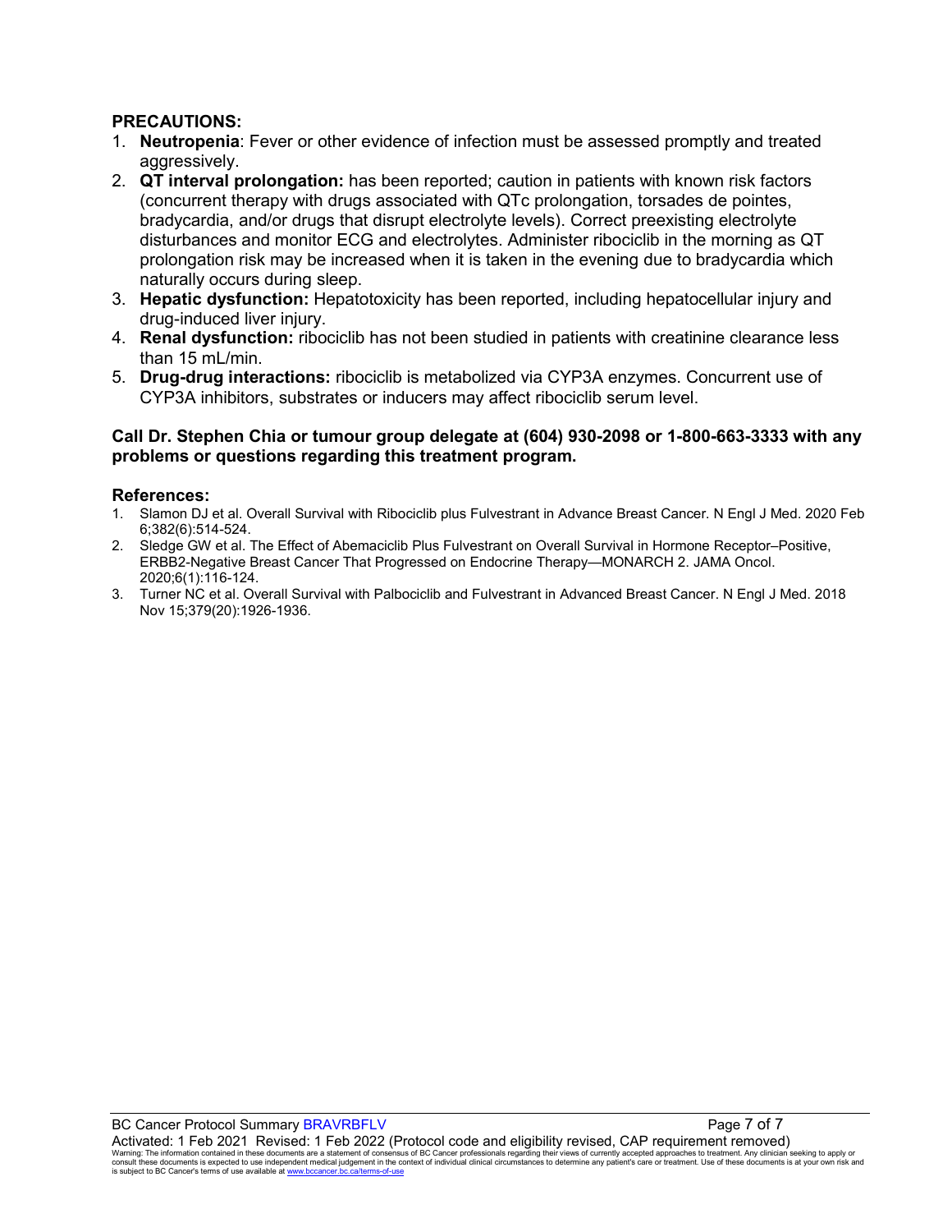**PRECAUTIONS:**

1. **Neutropenia**: Fever or other evidence of infection must be assessed promptly and treated aggressively.
2. **QT interval prolongation:** has been reported; caution in patients with known risk factors (concurrent therapy with drugs associated with QTc prolongation, torsades de pointes, bradycardia, and/or drugs that disrupt electrolyte levels). Correct preexisting electrolyte disturbances and monitor ECG and electrolytes. Administer ribociclib in the morning as QT prolongation risk may be increased when it is taken in the evening due to bradycardia which naturally occurs during sleep.
3. **Hepatic dysfunction:** Hepatotoxicity has been reported, including hepatocellular injury and drug-induced liver injury.
4. **Renal dysfunction:** ribociclib has not been studied in patients with creatinine clearance less than 15 mL/min.
5. **Drug-drug interactions:** ribociclib is metabolized via CYP3A enzymes. Concurrent use of CYP3A inhibitors, substrates or inducers may affect ribociclib serum level.

**Call Dr. Stephen Chia or tumour group delegate at (604) 930-2098 or 1-800-663-3333 with any problems or questions regarding this treatment program.**

**References:**

1. Slamon DJ et al. Overall Survival with Ribociclib plus Fulvestrant in Advance Breast Cancer. N Engl J Med. 2020 Feb 6;382(6):514-524.
2. Sledge GW et al. The Effect of Abemaciclib Plus Fulvestrant on Overall Survival in Hormone Receptor–Positive, ERBB2-Negative Breast Cancer That Progressed on Endocrine Therapy—MONARCH 2. JAMA Oncol. 2020;6(1):116-124.
3. Turner NC et al. Overall Survival with Palbociclib and Fulvestrant in Advanced Breast Cancer. N Engl J Med. 2018 Nov 15;379(20):1926-1936.